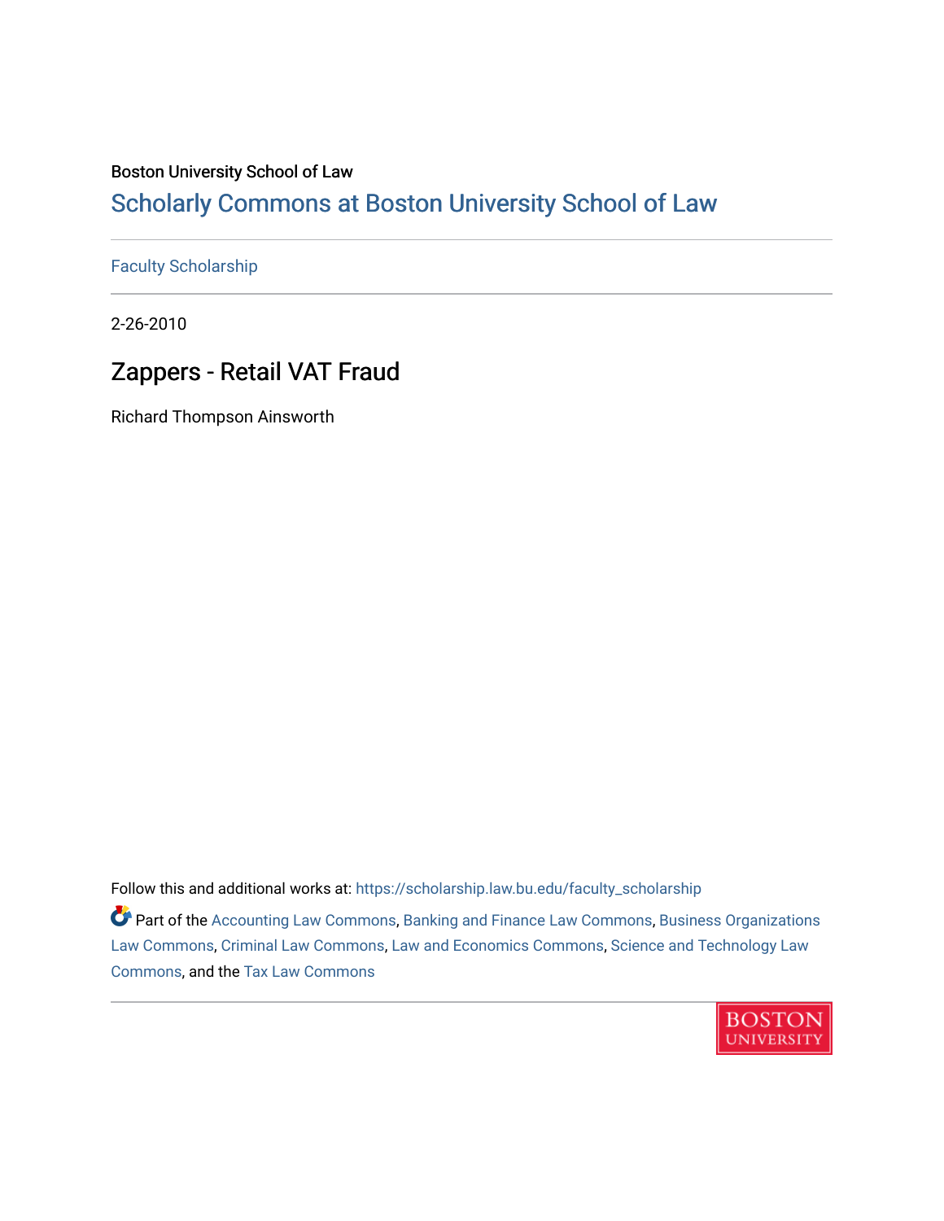Boston University School of Law

# Scholarly Commons at Boston University School of Law

Faculty Scholarship

2-26-2010

## Zappers - Retail VAT Fraud

Richard Thompson Ainsworth

Follow this and additional works at: https://scholarship.law.bu.edu/faculty_scholarship

Part of the Accounting Law Commons, Banking and Finance Law Commons, Business Organizations Law Commons, Criminal Law Commons, Law and Economics Commons, Science and Technology Law Commons, and the Tax Law Commons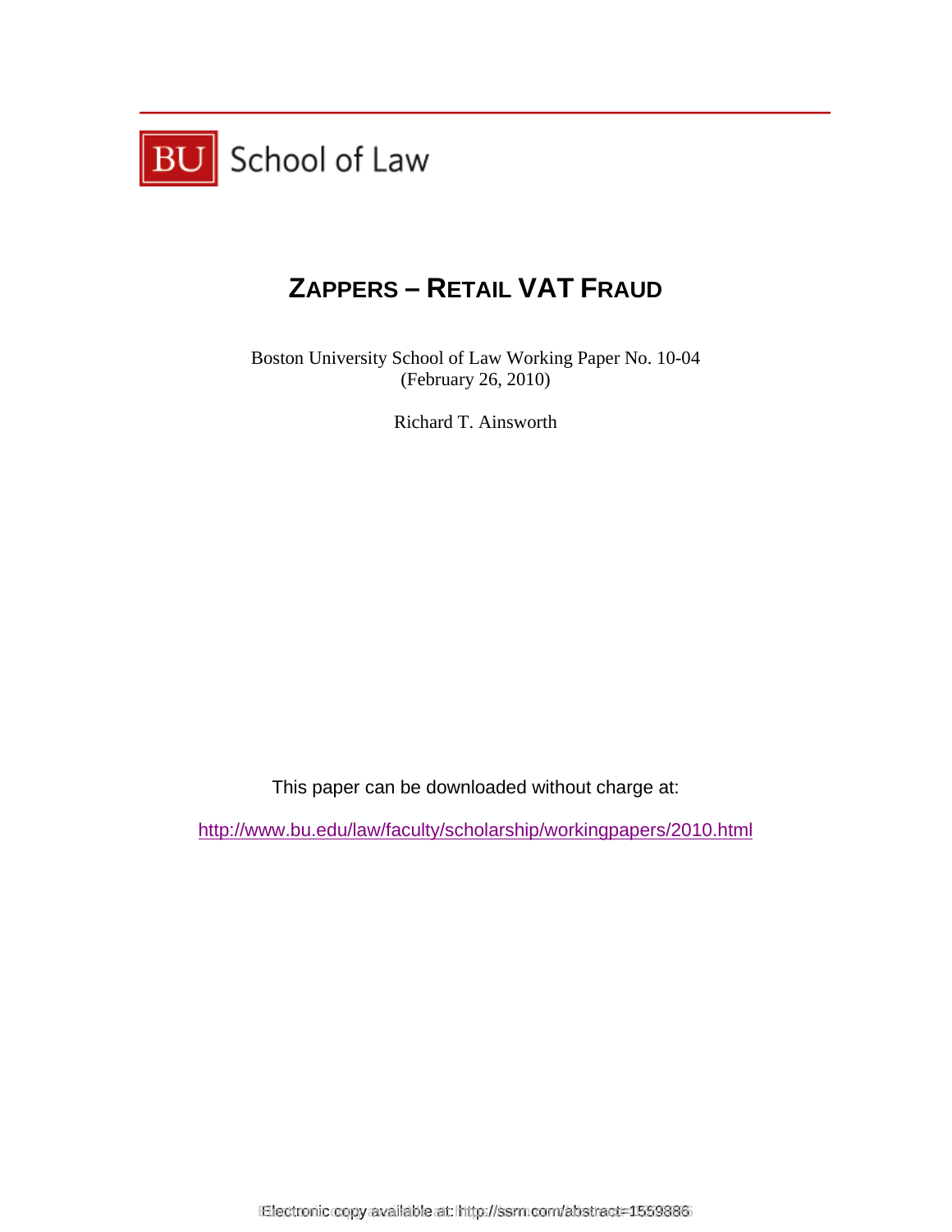BU School of Law

# ZAPPERS – RETAIL VAT FRAUD

Boston University School of Law Working Paper No. 10-04
(February 26, 2010)

Richard T. Ainsworth

This paper can be downloaded without charge at:

http://www.bu.edu/law/faculty/scholarship/workingpapers/2010.html

Electronic copy available at: http://ssrn.com/abstract=1559886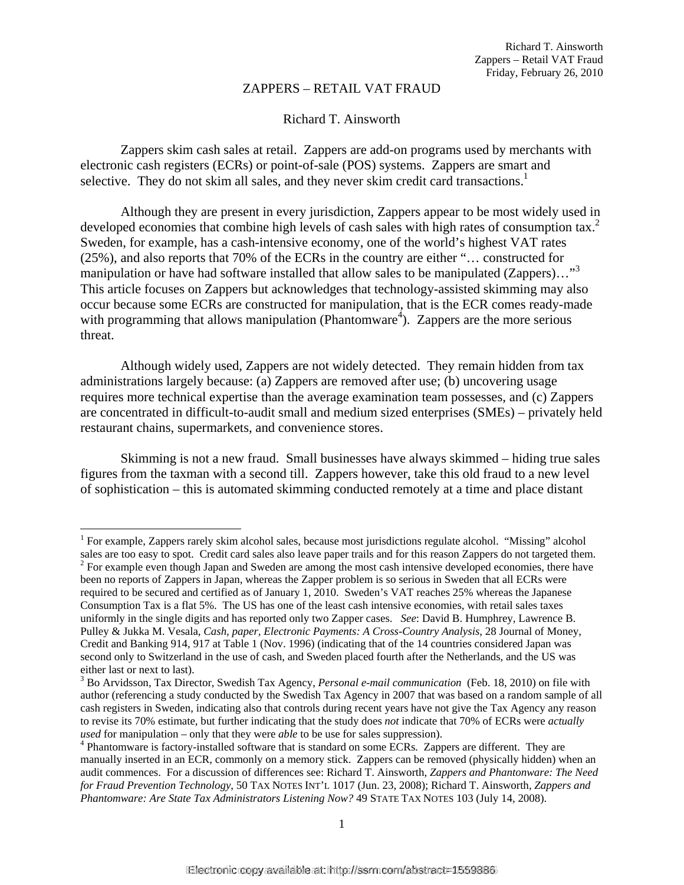# ZAPPERS – RETAIL VAT FRAUD

Richard T. Ainsworth

Zappers skim cash sales at retail. Zappers are add-on programs used by merchants with electronic cash registers (ECRs) or point-of-sale (POS) systems. Zappers are smart and selective. They do not skim all sales, and they never skim credit card transactions.[1]

Although they are present in every jurisdiction, Zappers appear to be most widely used in developed economies that combine high levels of cash sales with high rates of consumption tax.[2] Sweden, for example, has a cash-intensive economy, one of the world's highest VAT rates (25%), and also reports that 70% of the ECRs in the country are either "… constructed for manipulation or have had software installed that allow sales to be manipulated (Zappers)…"[3] This article focuses on Zappers but acknowledges that technology-assisted skimming may also occur because some ECRs are constructed for manipulation, that is the ECR comes ready-made with programming that allows manipulation (Phantomware[4]). Zappers are the more serious threat.

Although widely used, Zappers are not widely detected. They remain hidden from tax administrations largely because: (a) Zappers are removed after use; (b) uncovering usage requires more technical expertise than the average examination team possesses, and (c) Zappers are concentrated in difficult-to-audit small and medium sized enterprises (SMEs) – privately held restaurant chains, supermarkets, and convenience stores.

Skimming is not a new fraud. Small businesses have always skimmed – hiding true sales figures from the taxman with a second till. Zappers however, take this old fraud to a new level of sophistication – this is automated skimming conducted remotely at a time and place distant

---

[1] For example, Zappers rarely skim alcohol sales, because most jurisdictions regulate alcohol. "Missing" alcohol sales are too easy to spot. Credit card sales also leave paper trails and for this reason Zappers do not targeted them.

[2] For example even though Japan and Sweden are among the most cash intensive developed economies, there have been no reports of Zappers in Japan, whereas the Zapper problem is so serious in Sweden that all ECRs were required to be secured and certified as of January 1, 2010. Sweden's VAT reaches 25% whereas the Japanese Consumption Tax is a flat 5%. The US has one of the least cash intensive economies, with retail sales taxes uniformly in the single digits and has reported only two Zapper cases. *See*: David B. Humphrey, Lawrence B. Pulley & Jukka M. Vesala, *Cash, paper, Electronic Payments: A Cross-Country Analysis*, 28 Journal of Money, Credit and Banking 914, 917 at Table 1 (Nov. 1996) (indicating that of the 14 countries considered Japan was second only to Switzerland in the use of cash, and Sweden placed fourth after the Netherlands, and the US was either last or next to last).

[3] Bo Arvidsson, Tax Director, Swedish Tax Agency, *Personal e-mail communication* (Feb. 18, 2010) on file with author (referencing a study conducted by the Swedish Tax Agency in 2007 that was based on a random sample of all cash registers in Sweden, indicating also that controls during recent years have not give the Tax Agency any reason to revise its 70% estimate, but further indicating that the study does *not* indicate that 70% of ECRs were *actually used* for manipulation – only that they were *able* to be use for sales suppression).

[4] Phantomware is factory-installed software that is standard on some ECRs. Zappers are different. They are manually inserted in an ECR, commonly on a memory stick. Zappers can be removed (physically hidden) when an audit commences. For a discussion of differences see: Richard T. Ainsworth, *Zappers and Phantonware: The Need for Fraud Prevention Technology*, 50 TAX NOTES INT'L 1017 (Jun. 23, 2008); Richard T. Ainsworth, *Zappers and Phantomware: Are State Tax Administrators Listening Now?* 49 STATE TAX NOTES 103 (July 14, 2008).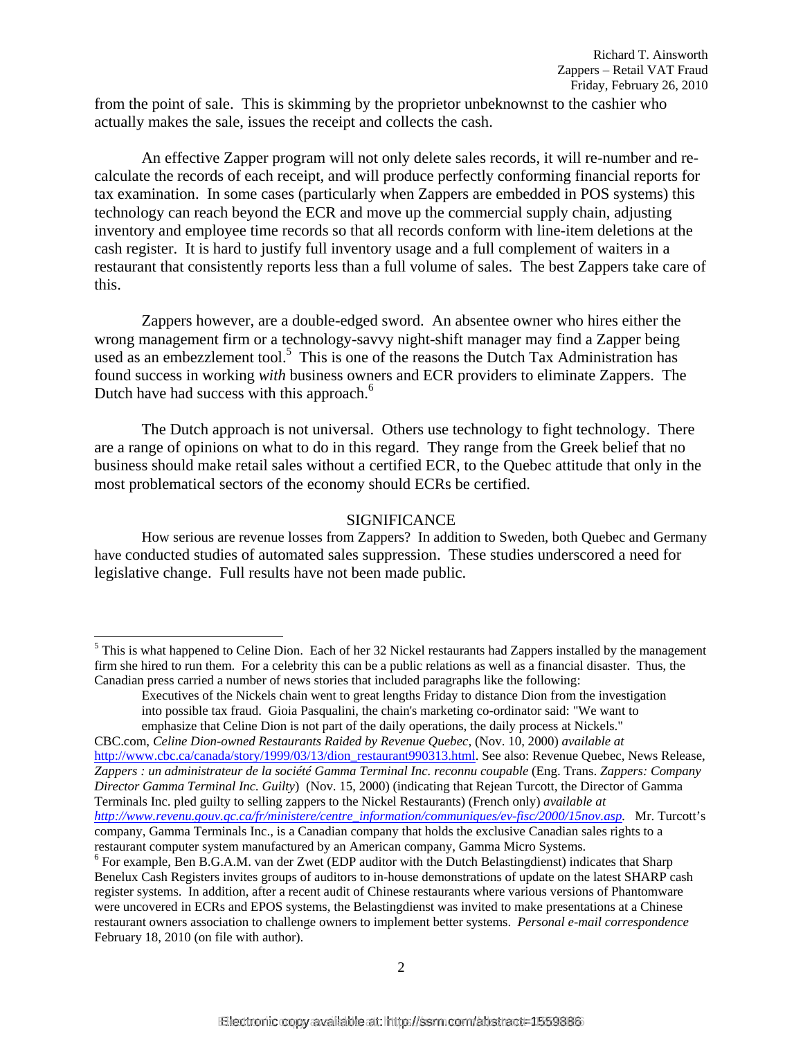from the point of sale. This is skimming by the proprietor unbeknownst to the cashier who actually makes the sale, issues the receipt and collects the cash.

An effective Zapper program will not only delete sales records, it will re-number and re-calculate the records of each receipt, and will produce perfectly conforming financial reports for tax examination. In some cases (particularly when Zappers are embedded in POS systems) this technology can reach beyond the ECR and move up the commercial supply chain, adjusting inventory and employee time records so that all records conform with line-item deletions at the cash register. It is hard to justify full inventory usage and a full complement of waiters in a restaurant that consistently reports less than a full volume of sales. The best Zappers take care of this.

Zappers however, are a double-edged sword. An absentee owner who hires either the wrong management firm or a technology-savvy night-shift manager may find a Zapper being used as an embezzlement tool.[5] This is one of the reasons the Dutch Tax Administration has found success in working *with* business owners and ECR providers to eliminate Zappers. The Dutch have had success with this approach.[6]

The Dutch approach is not universal. Others use technology to fight technology. There are a range of opinions on what to do in this regard. They range from the Greek belief that no business should make retail sales without a certified ECR, to the Quebec attitude that only in the most problematical sectors of the economy should ECRs be certified.

## SIGNIFICANCE

How serious are revenue losses from Zappers? In addition to Sweden, both Quebec and Germany have conducted studies of automated sales suppression. These studies underscored a need for legislative change. Full results have not been made public.

---

[5] This is what happened to Celine Dion. Each of her 32 Nickel restaurants had Zappers installed by the management firm she hired to run them. For a celebrity this can be a public relations as well as a financial disaster. Thus, the Canadian press carried a number of news stories that included paragraphs like the following:

> Executives of the Nickels chain went to great lengths Friday to distance Dion from the investigation into possible tax fraud. Gioia Pasqualini, the chain's marketing co-ordinator said: "We want to emphasize that Celine Dion is not part of the daily operations, the daily process at Nickels."

CBC.com, *Celine Dion-owned Restaurants Raided by Revenue Quebec*, (Nov. 10, 2000) *available at* http://www.cbc.ca/canada/story/1999/03/13/dion_restaurant990313.html. See also: Revenue Quebec, News Release, *Zappers : un administrateur de la société Gamma Terminal Inc. reconnu coupable* (Eng. Trans. *Zappers: Company Director Gamma Terminal Inc. Guilty*) (Nov. 15, 2000) (indicating that Rejean Turcott, the Director of Gamma Terminals Inc. pled guilty to selling zappers to the Nickel Restaurants) (French only) *available at http://www.revenu.gouv.qc.ca/fr/ministere/centre_information/communiques/ev-fisc/2000/15nov.asp*. Mr. Turcott's company, Gamma Terminals Inc., is a Canadian company that holds the exclusive Canadian sales rights to a restaurant computer system manufactured by an American company, Gamma Micro Systems.

[6] For example, Ben B.G.A.M. van der Zwet (EDP auditor with the Dutch Belastingdienst) indicates that Sharp Benelux Cash Registers invites groups of auditors to in-house demonstrations of update on the latest SHARP cash register systems. In addition, after a recent audit of Chinese restaurants where various versions of Phantomware were uncovered in ECRs and EPOS systems, the Belastingdienst was invited to make presentations at a Chinese restaurant owners association to challenge owners to implement better systems. *Personal e-mail correspondence* February 18, 2010 (on file with author).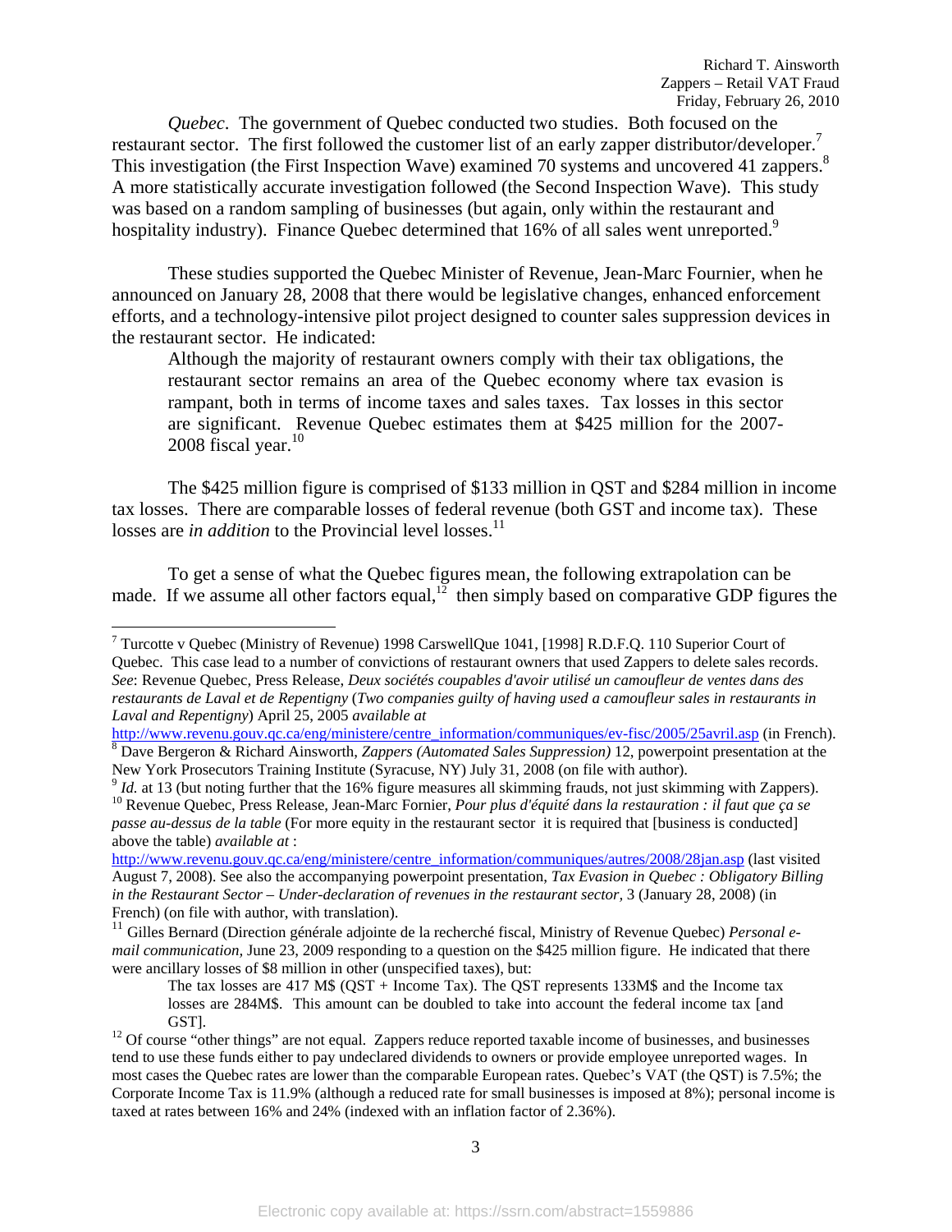*Quebec*. The government of Quebec conducted two studies. Both focused on the restaurant sector. The first followed the customer list of an early zapper distributor/developer.[7] This investigation (the First Inspection Wave) examined 70 systems and uncovered 41 zappers.[8] A more statistically accurate investigation followed (the Second Inspection Wave). This study was based on a random sampling of businesses (but again, only within the restaurant and hospitality industry). Finance Quebec determined that 16% of all sales went unreported.[9]

These studies supported the Quebec Minister of Revenue, Jean-Marc Fournier, when he announced on January 28, 2008 that there would be legislative changes, enhanced enforcement efforts, and a technology-intensive pilot project designed to counter sales suppression devices in the restaurant sector. He indicated:

> Although the majority of restaurant owners comply with their tax obligations, the restaurant sector remains an area of the Quebec economy where tax evasion is rampant, both in terms of income taxes and sales taxes. Tax losses in this sector are significant. Revenue Quebec estimates them at $425 million for the 2007-2008 fiscal year.[10]

The $425 million figure is comprised of $133 million in QST and $284 million in income tax losses. There are comparable losses of federal revenue (both GST and income tax). These losses are *in addition* to the Provincial level losses.[11]

To get a sense of what the Quebec figures mean, the following extrapolation can be made. If we assume all other factors equal,[12] then simply based on comparative GDP figures the

---

[7] Turcotte v Quebec (Ministry of Revenue) 1998 CarswellQue 1041, [1998] R.D.F.Q. 110 Superior Court of Quebec. This case lead to a number of convictions of restaurant owners that used Zappers to delete sales records. *See*: Revenue Quebec, Press Release, *Deux sociétés coupables d'avoir utilisé un camoufleur de ventes dans des restaurants de Laval et de Repentigny* (*Two companies guilty of having used a camoufleur sales in restaurants in Laval and Repentigny*) April 25, 2005 *available at* http://www.revenu.gouv.qc.ca/eng/ministere/centre_information/communiques/ev-fisc/2005/25avril.asp (in French).

[8] Dave Bergeron & Richard Ainsworth, *Zappers (Automated Sales Suppression)* 12, powerpoint presentation at the New York Prosecutors Training Institute (Syracuse, NY) July 31, 2008 (on file with author).

[9] *Id.* at 13 (but noting further that the 16% figure measures all skimming frauds, not just skimming with Zappers).

[10] Revenue Quebec, Press Release, Jean-Marc Fornier, *Pour plus d'équité dans la restauration : il faut que ça se passe au-dessus de la table* (For more equity in the restaurant sector it is required that [business is conducted] above the table) *available at* : http://www.revenu.gouv.qc.ca/eng/ministere/centre_information/communiques/autres/2008/28jan.asp (last visited August 7, 2008). See also the accompanying powerpoint presentation, *Tax Evasion in Quebec : Obligatory Billing in the Restaurant Sector – Under-declaration of revenues in the restaurant sector*, 3 (January 28, 2008) (in French) (on file with author, with translation).

[11] Gilles Bernard (Direction générale adjointe de la recherché fiscal, Ministry of Revenue Quebec) *Personal e-mail communication*, June 23, 2009 responding to a question on the $425 million figure. He indicated that there were ancillary losses of $8 million in other (unspecified taxes), but:

> The tax losses are 417 M$ (QST + Income Tax). The QST represents 133M$ and the Income tax losses are 284M$. This amount can be doubled to take into account the federal income tax [and GST].

[12] Of course "other things" are not equal. Zappers reduce reported taxable income of businesses, and businesses tend to use these funds either to pay undeclared dividends to owners or provide employee unreported wages. In most cases the Quebec rates are lower than the comparable European rates. Quebec's VAT (the QST) is 7.5%; the Corporate Income Tax is 11.9% (although a reduced rate for small businesses is imposed at 8%); personal income is taxed at rates between 16% and 24% (indexed with an inflation factor of 2.36%).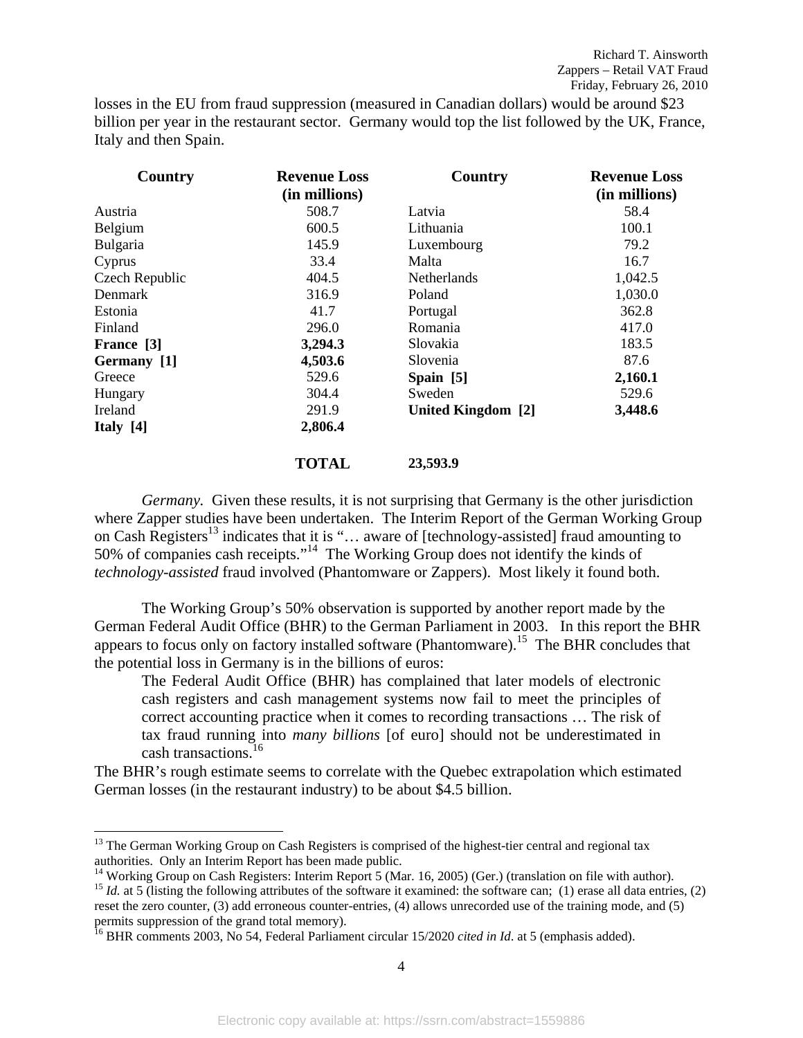losses in the EU from fraud suppression (measured in Canadian dollars) would be around $23 billion per year in the restaurant sector. Germany would top the list followed by the UK, France, Italy and then Spain.

| Country | Revenue Loss (in millions) | Country | Revenue Loss (in millions) |
|---|---|---|---|
| Austria | 508.7 | Latvia | 58.4 |
| Belgium | 600.5 | Lithuania | 100.1 |
| Bulgaria | 145.9 | Luxembourg | 79.2 |
| Cyprus | 33.4 | Malta | 16.7 |
| Czech Republic | 404.5 | Netherlands | 1,042.5 |
| Denmark | 316.9 | Poland | 1,030.0 |
| Estonia | 41.7 | Portugal | 362.8 |
| Finland | 296.0 | Romania | 417.0 |
| **France [3]** | **3,294.3** | Slovakia | 183.5 |
| **Germany [1]** | **4,503.6** | Slovenia | 87.6 |
| Greece | 529.6 | **Spain [5]** | **2,160.1** |
| Hungary | 304.4 | Sweden | 529.6 |
| Ireland | 291.9 | **United Kingdom [2]** | **3,448.6** |
| **Italy [4]** | **2,806.4** | | |
| | **TOTAL** | **23,593.9** | |

*Germany.* Given these results, it is not surprising that Germany is the other jurisdiction where Zapper studies have been undertaken. The Interim Report of the German Working Group on Cash Registers[13] indicates that it is "… aware of [technology-assisted] fraud amounting to 50% of companies cash receipts."[14] The Working Group does not identify the kinds of *technology-assisted* fraud involved (Phantomware or Zappers). Most likely it found both.

The Working Group's 50% observation is supported by another report made by the German Federal Audit Office (BHR) to the German Parliament in 2003. In this report the BHR appears to focus only on factory installed software (Phantomware).[15] The BHR concludes that the potential loss in Germany is in the billions of euros:

> The Federal Audit Office (BHR) has complained that later models of electronic cash registers and cash management systems now fail to meet the principles of correct accounting practice when it comes to recording transactions … The risk of tax fraud running into *many billions* [of euro] should not be underestimated in cash transactions.[16]

The BHR's rough estimate seems to correlate with the Quebec extrapolation which estimated German losses (in the restaurant industry) to be about $4.5 billion.

---

[13] The German Working Group on Cash Registers is comprised of the highest-tier central and regional tax authorities. Only an Interim Report has been made public.

[14] Working Group on Cash Registers: Interim Report 5 (Mar. 16, 2005) (Ger.) (translation on file with author).

[15] *Id.* at 5 (listing the following attributes of the software it examined: the software can; (1) erase all data entries, (2) reset the zero counter, (3) add erroneous counter-entries, (4) allows unrecorded use of the training mode, and (5) permits suppression of the grand total memory).

[16] BHR comments 2003, No 54, Federal Parliament circular 15/2020 *cited in Id*. at 5 (emphasis added).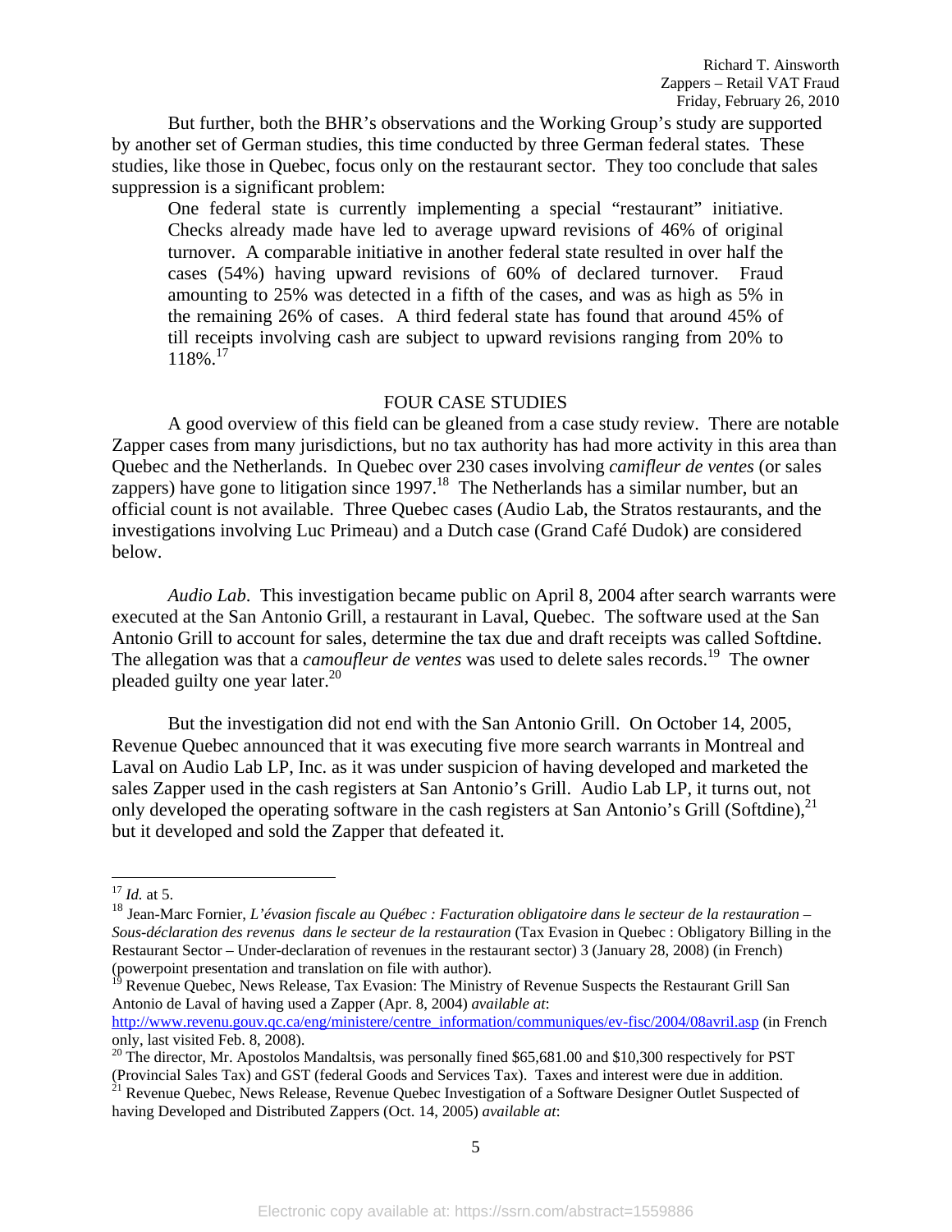But further, both the BHR's observations and the Working Group's study are supported by another set of German studies, this time conducted by three German federal states*.* These studies, like those in Quebec, focus only on the restaurant sector. They too conclude that sales suppression is a significant problem:

> One federal state is currently implementing a special "restaurant" initiative. Checks already made have led to average upward revisions of 46% of original turnover. A comparable initiative in another federal state resulted in over half the cases (54%) having upward revisions of 60% of declared turnover. Fraud amounting to 25% was detected in a fifth of the cases, and was as high as 5% in the remaining 26% of cases. A third federal state has found that around 45% of till receipts involving cash are subject to upward revisions ranging from 20% to 118%.[17]

## FOUR CASE STUDIES

A good overview of this field can be gleaned from a case study review. There are notable Zapper cases from many jurisdictions, but no tax authority has had more activity in this area than Quebec and the Netherlands. In Quebec over 230 cases involving *camifleur de ventes* (or sales zappers) have gone to litigation since 1997.[18] The Netherlands has a similar number, but an official count is not available. Three Quebec cases (Audio Lab, the Stratos restaurants, and the investigations involving Luc Primeau) and a Dutch case (Grand Café Dudok) are considered below.

*Audio Lab*. This investigation became public on April 8, 2004 after search warrants were executed at the San Antonio Grill, a restaurant in Laval, Quebec. The software used at the San Antonio Grill to account for sales, determine the tax due and draft receipts was called Softdine. The allegation was that a *camoufleur de ventes* was used to delete sales records.[19] The owner pleaded guilty one year later.[20]

But the investigation did not end with the San Antonio Grill. On October 14, 2005, Revenue Quebec announced that it was executing five more search warrants in Montreal and Laval on Audio Lab LP, Inc. as it was under suspicion of having developed and marketed the sales Zapper used in the cash registers at San Antonio's Grill. Audio Lab LP, it turns out, not only developed the operating software in the cash registers at San Antonio's Grill (Softdine),[21] but it developed and sold the Zapper that defeated it.

---

[17] *Id.* at 5.

[18] Jean-Marc Fornier, *L'évasion fiscale au Québec : Facturation obligatoire dans le secteur de la restauration – Sous-déclaration des revenus dans le secteur de la restauration* (Tax Evasion in Quebec : Obligatory Billing in the Restaurant Sector – Under-declaration of revenues in the restaurant sector) 3 (January 28, 2008) (in French) (powerpoint presentation and translation on file with author).

[19] Revenue Quebec, News Release, Tax Evasion: The Ministry of Revenue Suspects the Restaurant Grill San Antonio de Laval of having used a Zapper (Apr. 8, 2004) *available at*: http://www.revenu.gouv.qc.ca/eng/ministere/centre_information/communiques/ev-fisc/2004/08avril.asp (in French only, last visited Feb. 8, 2008).

[20] The director, Mr. Apostolos Mandaltsis, was personally fined $65,681.00 and $10,300 respectively for PST (Provincial Sales Tax) and GST (federal Goods and Services Tax). Taxes and interest were due in addition.

[21] Revenue Quebec, News Release, Revenue Quebec Investigation of a Software Designer Outlet Suspected of having Developed and Distributed Zappers (Oct. 14, 2005) *available at*: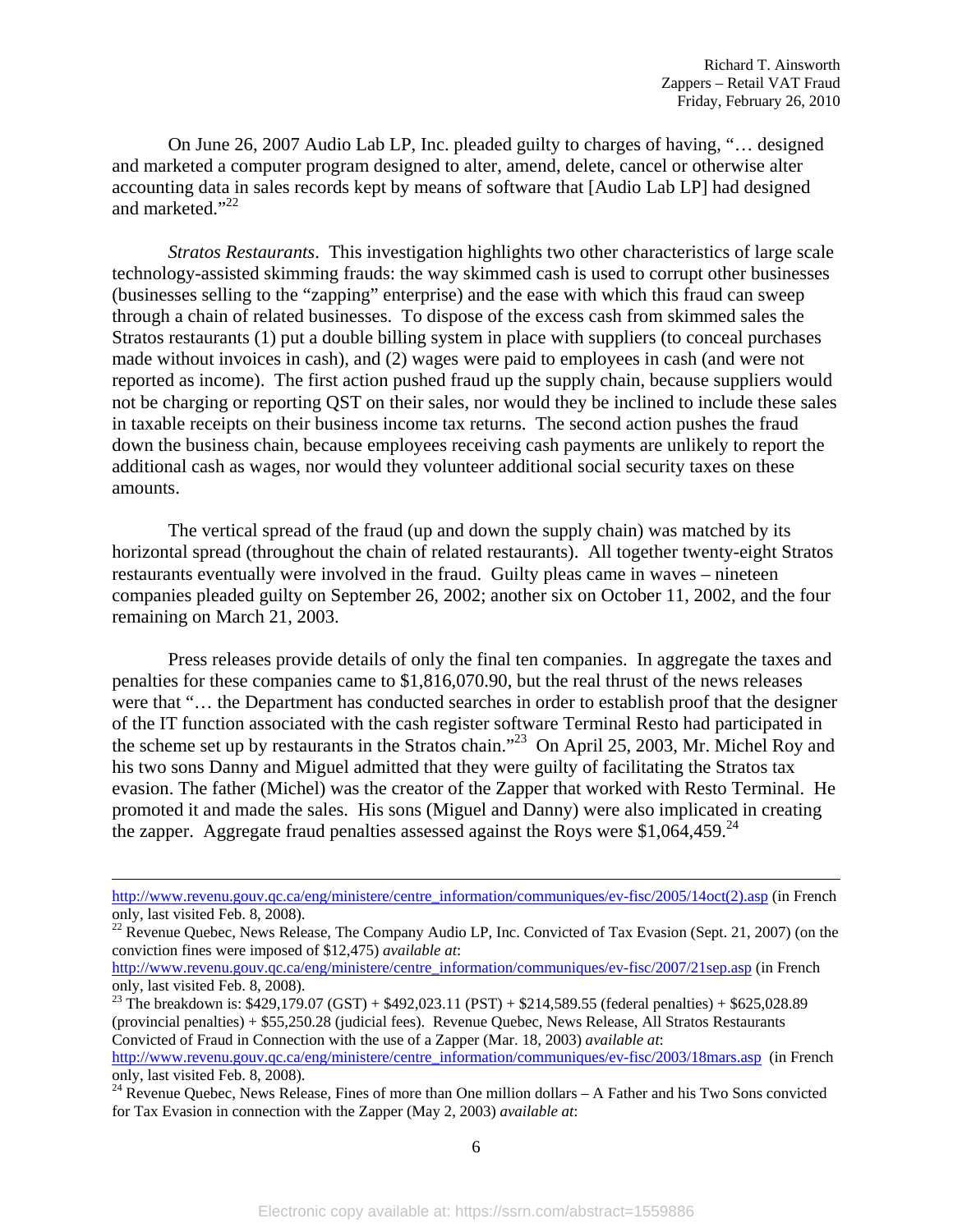On June 26, 2007 Audio Lab LP, Inc. pleaded guilty to charges of having, "… designed and marketed a computer program designed to alter, amend, delete, cancel or otherwise alter accounting data in sales records kept by means of software that [Audio Lab LP] had designed and marketed."[22]

*Stratos Restaurants*. This investigation highlights two other characteristics of large scale technology-assisted skimming frauds: the way skimmed cash is used to corrupt other businesses (businesses selling to the "zapping" enterprise) and the ease with which this fraud can sweep through a chain of related businesses. To dispose of the excess cash from skimmed sales the Stratos restaurants (1) put a double billing system in place with suppliers (to conceal purchases made without invoices in cash), and (2) wages were paid to employees in cash (and were not reported as income). The first action pushed fraud up the supply chain, because suppliers would not be charging or reporting QST on their sales, nor would they be inclined to include these sales in taxable receipts on their business income tax returns. The second action pushes the fraud down the business chain, because employees receiving cash payments are unlikely to report the additional cash as wages, nor would they volunteer additional social security taxes on these amounts.

The vertical spread of the fraud (up and down the supply chain) was matched by its horizontal spread (throughout the chain of related restaurants). All together twenty-eight Stratos restaurants eventually were involved in the fraud. Guilty pleas came in waves – nineteen companies pleaded guilty on September 26, 2002; another six on October 11, 2002, and the four remaining on March 21, 2003.

Press releases provide details of only the final ten companies. In aggregate the taxes and penalties for these companies came to $1,816,070.90, but the real thrust of the news releases were that "… the Department has conducted searches in order to establish proof that the designer of the IT function associated with the cash register software Terminal Resto had participated in the scheme set up by restaurants in the Stratos chain."[23] On April 25, 2003, Mr. Michel Roy and his two sons Danny and Miguel admitted that they were guilty of facilitating the Stratos tax evasion. The father (Michel) was the creator of the Zapper that worked with Resto Terminal. He promoted it and made the sales. His sons (Miguel and Danny) were also implicated in creating the zapper. Aggregate fraud penalties assessed against the Roys were $1,064,459.[24]

---

http://www.revenu.gouv.qc.ca/eng/ministere/centre_information/communiques/ev-fisc/2005/14oct(2).asp (in French only, last visited Feb. 8, 2008).

[22] Revenue Quebec, News Release, The Company Audio LP, Inc. Convicted of Tax Evasion (Sept. 21, 2007) (on the conviction fines were imposed of $12,475) *available at*: http://www.revenu.gouv.qc.ca/eng/ministere/centre_information/communiques/ev-fisc/2007/21sep.asp (in French only, last visited Feb. 8, 2008).

[23] The breakdown is: $429,179.07 (GST) + $492,023.11 (PST) + $214,589.55 (federal penalties) + $625,028.89 (provincial penalties) + $55,250.28 (judicial fees). Revenue Quebec, News Release, All Stratos Restaurants Convicted of Fraud in Connection with the use of a Zapper (Mar. 18, 2003) *available at*: http://www.revenu.gouv.qc.ca/eng/ministere/centre_information/communiques/ev-fisc/2003/18mars.asp (in French only, last visited Feb. 8, 2008).

[24] Revenue Quebec, News Release, Fines of more than One million dollars – A Father and his Two Sons convicted for Tax Evasion in connection with the Zapper (May 2, 2003) *available at*: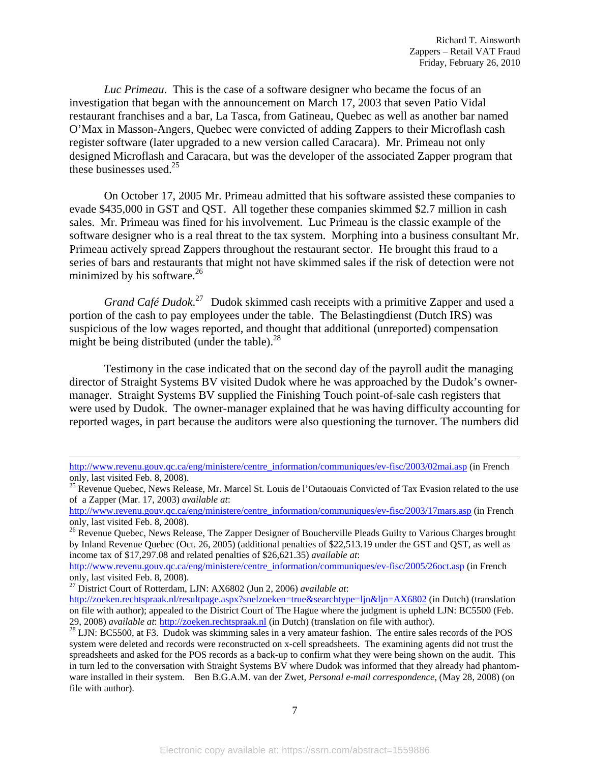*Luc Primeau*. This is the case of a software designer who became the focus of an investigation that began with the announcement on March 17, 2003 that seven Patio Vidal restaurant franchises and a bar, La Tasca, from Gatineau, Quebec as well as another bar named O'Max in Masson-Angers, Quebec were convicted of adding Zappers to their Microflash cash register software (later upgraded to a new version called Caracara). Mr. Primeau not only designed Microflash and Caracara, but was the developer of the associated Zapper program that these businesses used.[25]

On October 17, 2005 Mr. Primeau admitted that his software assisted these companies to evade $435,000 in GST and QST. All together these companies skimmed $2.7 million in cash sales. Mr. Primeau was fined for his involvement. Luc Primeau is the classic example of the software designer who is a real threat to the tax system. Morphing into a business consultant Mr. Primeau actively spread Zappers throughout the restaurant sector. He brought this fraud to a series of bars and restaurants that might not have skimmed sales if the risk of detection were not minimized by his software.[26]

*Grand Café Dudok*.[27] Dudok skimmed cash receipts with a primitive Zapper and used a portion of the cash to pay employees under the table. The Belastingdienst (Dutch IRS) was suspicious of the low wages reported, and thought that additional (unreported) compensation might be being distributed (under the table).[28]

Testimony in the case indicated that on the second day of the payroll audit the managing director of Straight Systems BV visited Dudok where he was approached by the Dudok's owner-manager. Straight Systems BV supplied the Finishing Touch point-of-sale cash registers that were used by Dudok. The owner-manager explained that he was having difficulty accounting for reported wages, in part because the auditors were also questioning the turnover. The numbers did

---

http://www.revenu.gouv.qc.ca/eng/ministere/centre_information/communiques/ev-fisc/2003/02mai.asp (in French only, last visited Feb. 8, 2008).

[25] Revenue Quebec, News Release, Mr. Marcel St. Louis de l'Outaouais Convicted of Tax Evasion related to the use of a Zapper (Mar. 17, 2003) *available at*: http://www.revenu.gouv.qc.ca/eng/ministere/centre_information/communiques/ev-fisc/2003/17mars.asp (in French only, last visited Feb. 8, 2008).

[26] Revenue Quebec, News Release, The Zapper Designer of Boucherville Pleads Guilty to Various Charges brought by Inland Revenue Quebec (Oct. 26, 2005) (additional penalties of $22,513.19 under the GST and QST, as well as income tax of $17,297.08 and related penalties of $26,621.35) *available at*: http://www.revenu.gouv.qc.ca/eng/ministere/centre_information/communiques/ev-fisc/2005/26oct.asp (in French only, last visited Feb. 8, 2008).

[27] District Court of Rotterdam, LJN: AX6802 (Jun 2, 2006) *available at*: http://zoeken.rechtspraak.nl/resultpage.aspx?snelzoeken=true&searchtype=ljn&ljn=AX6802 (in Dutch) (translation on file with author); appealed to the District Court of The Hague where the judgment is upheld LJN: BC5500 (Feb. 29, 2008) *available at*: http://zoeken.rechtspraak.nl (in Dutch) (translation on file with author).

[28] LJN: BC5500, at F3. Dudok was skimming sales in a very amateur fashion. The entire sales records of the POS system were deleted and records were reconstructed on x-cell spreadsheets. The examining agents did not trust the spreadsheets and asked for the POS records as a back-up to confirm what they were being shown on the audit. This in turn led to the conversation with Straight Systems BV where Dudok was informed that they already had phantom-ware installed in their system. Ben B.G.A.M. van der Zwet, *Personal e-mail correspondence*, (May 28, 2008) (on file with author).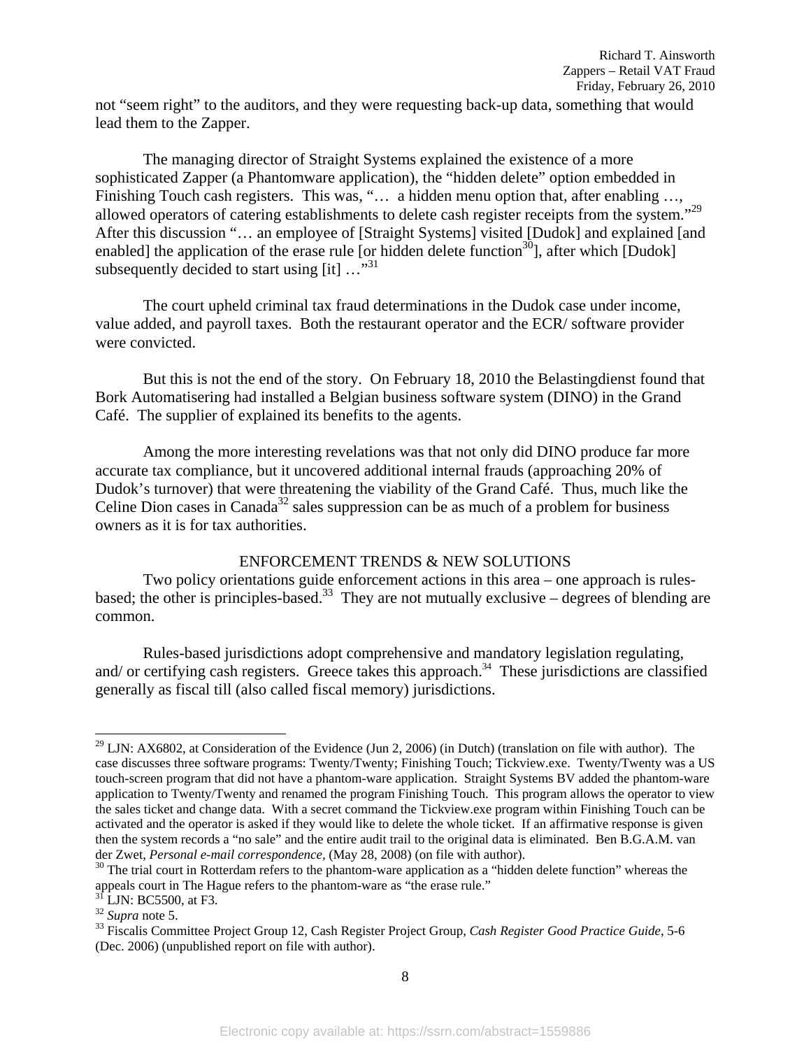not "seem right" to the auditors, and they were requesting back-up data, something that would lead them to the Zapper.

The managing director of Straight Systems explained the existence of a more sophisticated Zapper (a Phantomware application), the "hidden delete" option embedded in Finishing Touch cash registers. This was, "… a hidden menu option that, after enabling …, allowed operators of catering establishments to delete cash register receipts from the system."[29] After this discussion "… an employee of [Straight Systems] visited [Dudok] and explained [and enabled] the application of the erase rule [or hidden delete function[30]], after which [Dudok] subsequently decided to start using [it] …"[31]

The court upheld criminal tax fraud determinations in the Dudok case under income, value added, and payroll taxes. Both the restaurant operator and the ECR/ software provider were convicted.

But this is not the end of the story. On February 18, 2010 the Belastingdienst found that Bork Automatisering had installed a Belgian business software system (DINO) in the Grand Café. The supplier of explained its benefits to the agents.

Among the more interesting revelations was that not only did DINO produce far more accurate tax compliance, but it uncovered additional internal frauds (approaching 20% of Dudok's turnover) that were threatening the viability of the Grand Café. Thus, much like the Celine Dion cases in Canada[32] sales suppression can be as much of a problem for business owners as it is for tax authorities.

## ENFORCEMENT TRENDS & NEW SOLUTIONS

Two policy orientations guide enforcement actions in this area – one approach is rules-based; the other is principles-based.[33] They are not mutually exclusive – degrees of blending are common.

Rules-based jurisdictions adopt comprehensive and mandatory legislation regulating, and/ or certifying cash registers. Greece takes this approach.[34] These jurisdictions are classified generally as fiscal till (also called fiscal memory) jurisdictions.

---

[29] LJN: AX6802, at Consideration of the Evidence (Jun 2, 2006) (in Dutch) (translation on file with author). The case discusses three software programs: Twenty/Twenty; Finishing Touch; Tickview.exe. Twenty/Twenty was a US touch-screen program that did not have a phantom-ware application. Straight Systems BV added the phantom-ware application to Twenty/Twenty and renamed the program Finishing Touch. This program allows the operator to view the sales ticket and change data. With a secret command the Tickview.exe program within Finishing Touch can be activated and the operator is asked if they would like to delete the whole ticket. If an affirmative response is given then the system records a "no sale" and the entire audit trail to the original data is eliminated. Ben B.G.A.M. van der Zwet, *Personal e-mail correspondence*, (May 28, 2008) (on file with author).

[30] The trial court in Rotterdam refers to the phantom-ware application as a "hidden delete function" whereas the appeals court in The Hague refers to the phantom-ware as "the erase rule."

[31] LJN: BC5500, at F3.

[32] *Supra* note 5.

[33] Fiscalis Committee Project Group 12, Cash Register Project Group, *Cash Register Good Practice Guide*, 5-6 (Dec. 2006) (unpublished report on file with author).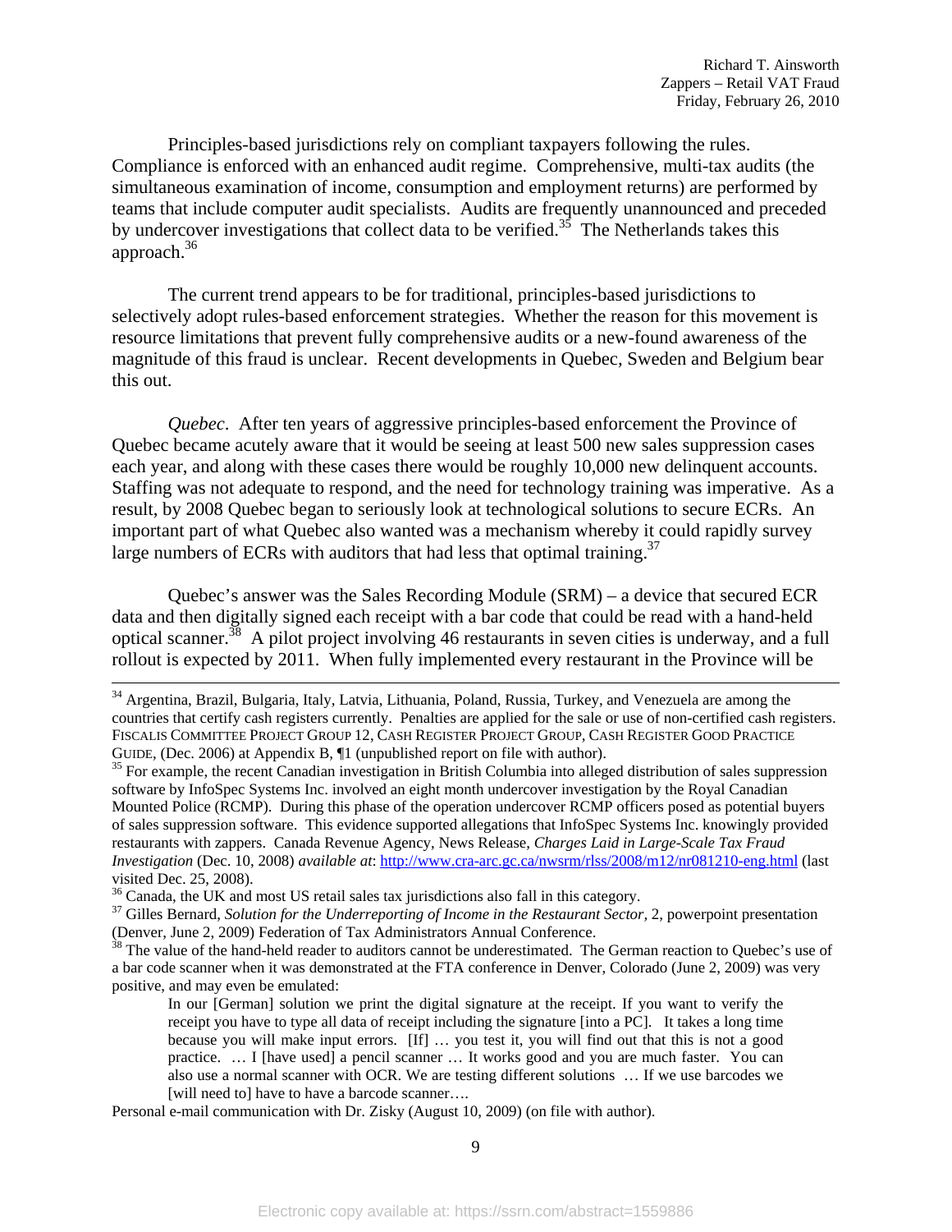Principles-based jurisdictions rely on compliant taxpayers following the rules. Compliance is enforced with an enhanced audit regime. Comprehensive, multi-tax audits (the simultaneous examination of income, consumption and employment returns) are performed by teams that include computer audit specialists. Audits are frequently unannounced and preceded by undercover investigations that collect data to be verified.[35] The Netherlands takes this approach.[36]

The current trend appears to be for traditional, principles-based jurisdictions to selectively adopt rules-based enforcement strategies. Whether the reason for this movement is resource limitations that prevent fully comprehensive audits or a new-found awareness of the magnitude of this fraud is unclear. Recent developments in Quebec, Sweden and Belgium bear this out.

*Quebec*. After ten years of aggressive principles-based enforcement the Province of Quebec became acutely aware that it would be seeing at least 500 new sales suppression cases each year, and along with these cases there would be roughly 10,000 new delinquent accounts. Staffing was not adequate to respond, and the need for technology training was imperative. As a result, by 2008 Quebec began to seriously look at technological solutions to secure ECRs. An important part of what Quebec also wanted was a mechanism whereby it could rapidly survey large numbers of ECRs with auditors that had less that optimal training.[37]

Quebec's answer was the Sales Recording Module (SRM) – a device that secured ECR data and then digitally signed each receipt with a bar code that could be read with a hand-held optical scanner.[38] A pilot project involving 46 restaurants in seven cities is underway, and a full rollout is expected by 2011. When fully implemented every restaurant in the Province will be

---

[34] Argentina, Brazil, Bulgaria, Italy, Latvia, Lithuania, Poland, Russia, Turkey, and Venezuela are among the countries that certify cash registers currently. Penalties are applied for the sale or use of non-certified cash registers. FISCALIS COMMITTEE PROJECT GROUP 12, CASH REGISTER PROJECT GROUP, CASH REGISTER GOOD PRACTICE GUIDE, (Dec. 2006) at Appendix B, ¶1 (unpublished report on file with author).

[35] For example, the recent Canadian investigation in British Columbia into alleged distribution of sales suppression software by InfoSpec Systems Inc. involved an eight month undercover investigation by the Royal Canadian Mounted Police (RCMP). During this phase of the operation undercover RCMP officers posed as potential buyers of sales suppression software. This evidence supported allegations that InfoSpec Systems Inc. knowingly provided restaurants with zappers. Canada Revenue Agency, News Release, *Charges Laid in Large-Scale Tax Fraud Investigation* (Dec. 10, 2008) *available at*: http://www.cra-arc.gc.ca/nwsrm/rlss/2008/m12/nr081210-eng.html (last visited Dec. 25, 2008).

[36] Canada, the UK and most US retail sales tax jurisdictions also fall in this category.

[37] Gilles Bernard, *Solution for the Underreporting of Income in the Restaurant Sector*, 2, powerpoint presentation (Denver, June 2, 2009) Federation of Tax Administrators Annual Conference.

[38] The value of the hand-held reader to auditors cannot be underestimated. The German reaction to Quebec's use of a bar code scanner when it was demonstrated at the FTA conference in Denver, Colorado (June 2, 2009) was very positive, and may even be emulated:

> In our [German] solution we print the digital signature at the receipt. If you want to verify the receipt you have to type all data of receipt including the signature [into a PC]. It takes a long time because you will make input errors. [If] … you test it, you will find out that this is not a good practice. … I [have used] a pencil scanner … It works good and you are much faster. You can also use a normal scanner with OCR. We are testing different solutions … If we use barcodes we [will need to] have to have a barcode scanner….

Personal e-mail communication with Dr. Zisky (August 10, 2009) (on file with author).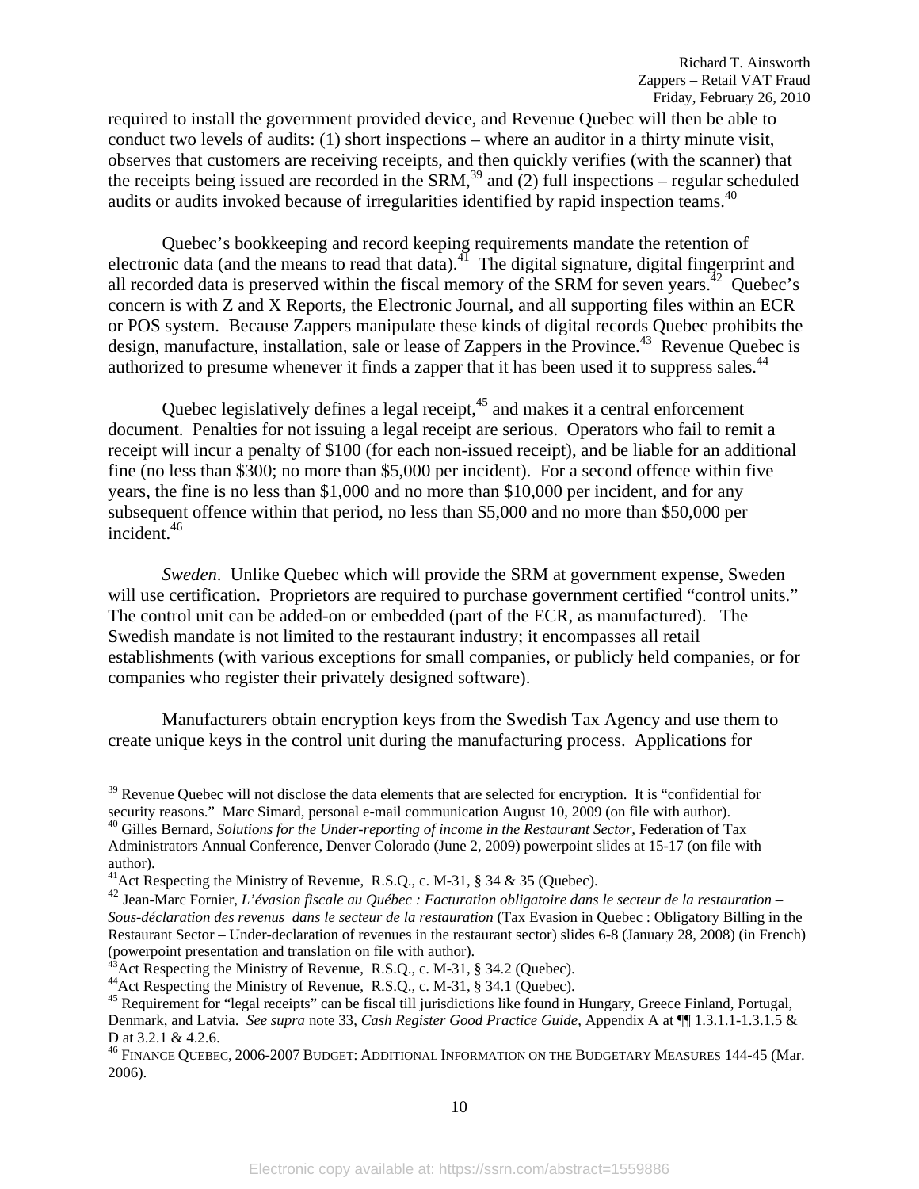required to install the government provided device, and Revenue Quebec will then be able to conduct two levels of audits: (1) short inspections – where an auditor in a thirty minute visit, observes that customers are receiving receipts, and then quickly verifies (with the scanner) that the receipts being issued are recorded in the SRM,[39] and (2) full inspections – regular scheduled audits or audits invoked because of irregularities identified by rapid inspection teams.[40]

Quebec's bookkeeping and record keeping requirements mandate the retention of electronic data (and the means to read that data).[41] The digital signature, digital fingerprint and all recorded data is preserved within the fiscal memory of the SRM for seven years.[42] Quebec's concern is with Z and X Reports, the Electronic Journal, and all supporting files within an ECR or POS system. Because Zappers manipulate these kinds of digital records Quebec prohibits the design, manufacture, installation, sale or lease of Zappers in the Province.[43] Revenue Quebec is authorized to presume whenever it finds a zapper that it has been used it to suppress sales.[44]

Quebec legislatively defines a legal receipt,[45] and makes it a central enforcement document. Penalties for not issuing a legal receipt are serious. Operators who fail to remit a receipt will incur a penalty of $100 (for each non-issued receipt), and be liable for an additional fine (no less than $300; no more than $5,000 per incident). For a second offence within five years, the fine is no less than $1,000 and no more than $10,000 per incident, and for any subsequent offence within that period, no less than $5,000 and no more than $50,000 per incident.[46]

*Sweden*. Unlike Quebec which will provide the SRM at government expense, Sweden will use certification. Proprietors are required to purchase government certified "control units." The control unit can be added-on or embedded (part of the ECR, as manufactured). The Swedish mandate is not limited to the restaurant industry; it encompasses all retail establishments (with various exceptions for small companies, or publicly held companies, or for companies who register their privately designed software).

Manufacturers obtain encryption keys from the Swedish Tax Agency and use them to create unique keys in the control unit during the manufacturing process. Applications for

---

[39] Revenue Quebec will not disclose the data elements that are selected for encryption. It is "confidential for security reasons." Marc Simard, personal e-mail communication August 10, 2009 (on file with author).

[40] Gilles Bernard, *Solutions for the Under-reporting of income in the Restaurant Sector*, Federation of Tax Administrators Annual Conference, Denver Colorado (June 2, 2009) powerpoint slides at 15-17 (on file with author).

[41] Act Respecting the Ministry of Revenue, R.S.Q., c. M-31, § 34 & 35 (Quebec).

[42] Jean-Marc Fornier, *L'évasion fiscale au Québec : Facturation obligatoire dans le secteur de la restauration – Sous-déclaration des revenus dans le secteur de la restauration* (Tax Evasion in Quebec : Obligatory Billing in the Restaurant Sector – Under-declaration of revenues in the restaurant sector) slides 6-8 (January 28, 2008) (in French) (powerpoint presentation and translation on file with author).

[43] Act Respecting the Ministry of Revenue, R.S.Q., c. M-31, § 34.2 (Quebec).

[44] Act Respecting the Ministry of Revenue, R.S.Q., c. M-31, § 34.1 (Quebec).

[45] Requirement for "legal receipts" can be fiscal till jurisdictions like found in Hungary, Greece Finland, Portugal, Denmark, and Latvia. *See supra* note 33, *Cash Register Good Practice Guide*, Appendix A at ¶¶ 1.3.1.1-1.3.1.5 & D at 3.2.1 & 4.2.6.

[46] FINANCE QUEBEC, 2006-2007 BUDGET: ADDITIONAL INFORMATION ON THE BUDGETARY MEASURES 144-45 (Mar. 2006).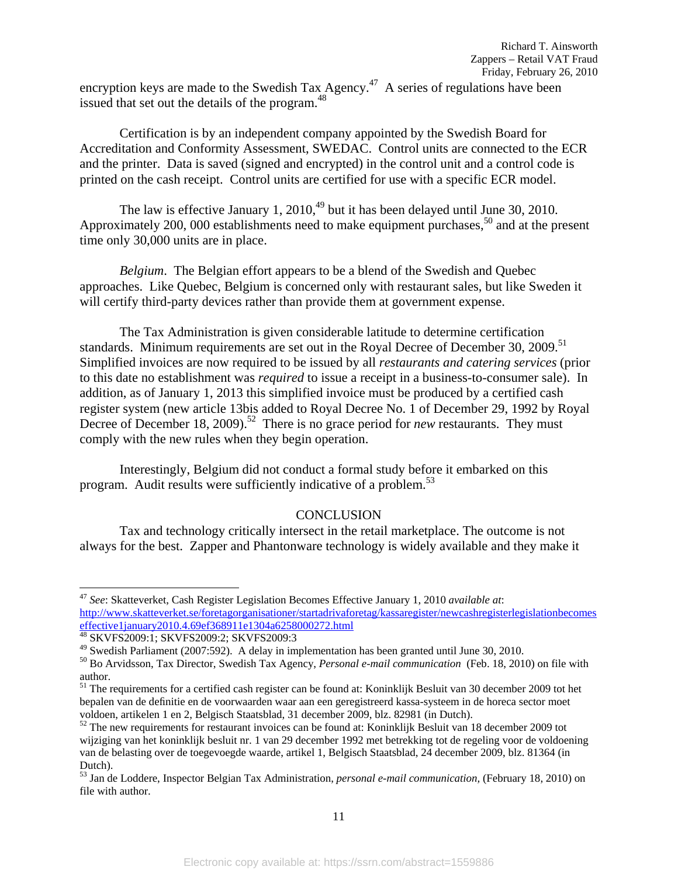encryption keys are made to the Swedish Tax Agency.[47] A series of regulations have been issued that set out the details of the program.[48]

Certification is by an independent company appointed by the Swedish Board for Accreditation and Conformity Assessment, SWEDAC. Control units are connected to the ECR and the printer. Data is saved (signed and encrypted) in the control unit and a control code is printed on the cash receipt. Control units are certified for use with a specific ECR model.

The law is effective January 1, 2010,[49] but it has been delayed until June 30, 2010. Approximately 200, 000 establishments need to make equipment purchases,[50] and at the present time only 30,000 units are in place.

*Belgium*. The Belgian effort appears to be a blend of the Swedish and Quebec approaches. Like Quebec, Belgium is concerned only with restaurant sales, but like Sweden it will certify third-party devices rather than provide them at government expense.

The Tax Administration is given considerable latitude to determine certification standards. Minimum requirements are set out in the Royal Decree of December 30, 2009.[51] Simplified invoices are now required to be issued by all *restaurants and catering services* (prior to this date no establishment was *required* to issue a receipt in a business-to-consumer sale). In addition, as of January 1, 2013 this simplified invoice must be produced by a certified cash register system (new article 13bis added to Royal Decree No. 1 of December 29, 1992 by Royal Decree of December 18, 2009).[52] There is no grace period for *new* restaurants. They must comply with the new rules when they begin operation.

Interestingly, Belgium did not conduct a formal study before it embarked on this program. Audit results were sufficiently indicative of a problem.[53]

## CONCLUSION

Tax and technology critically intersect in the retail marketplace. The outcome is not always for the best. Zapper and Phantonware technology is widely available and they make it

---

[47] *See*: Skatteverket, Cash Register Legislation Becomes Effective January 1, 2010 *available at*: http://www.skatteverket.se/foretagorganisationer/startadrivaforetag/kassaregister/newcashregisterlegislationbecomeseffective1january2010.4.69ef368911e1304a6258000272.html

[48] SKVFS2009:1; SKVFS2009:2; SKVFS2009:3

[49] Swedish Parliament (2007:592). A delay in implementation has been granted until June 30, 2010.

[50] Bo Arvidsson, Tax Director, Swedish Tax Agency, *Personal e-mail communication* (Feb. 18, 2010) on file with author.

[51] The requirements for a certified cash register can be found at: Koninklijk Besluit van 30 december 2009 tot het bepalen van de definitie en de voorwaarden waar aan een geregistreerd kassa-systeem in de horeca sector moet voldoen, artikelen 1 en 2, Belgisch Staatsblad, 31 december 2009, blz. 82981 (in Dutch).

[52] The new requirements for restaurant invoices can be found at: Koninklijk Besluit van 18 december 2009 tot wijziging van het koninklijk besluit nr. 1 van 29 december 1992 met betrekking tot de regeling voor de voldoening van de belasting over de toegevoegde waarde, artikel 1, Belgisch Staatsblad, 24 december 2009, blz. 81364 (in Dutch).

[53] Jan de Loddere, Inspector Belgian Tax Administration, *personal e-mail communication,* (February 18, 2010) on file with author.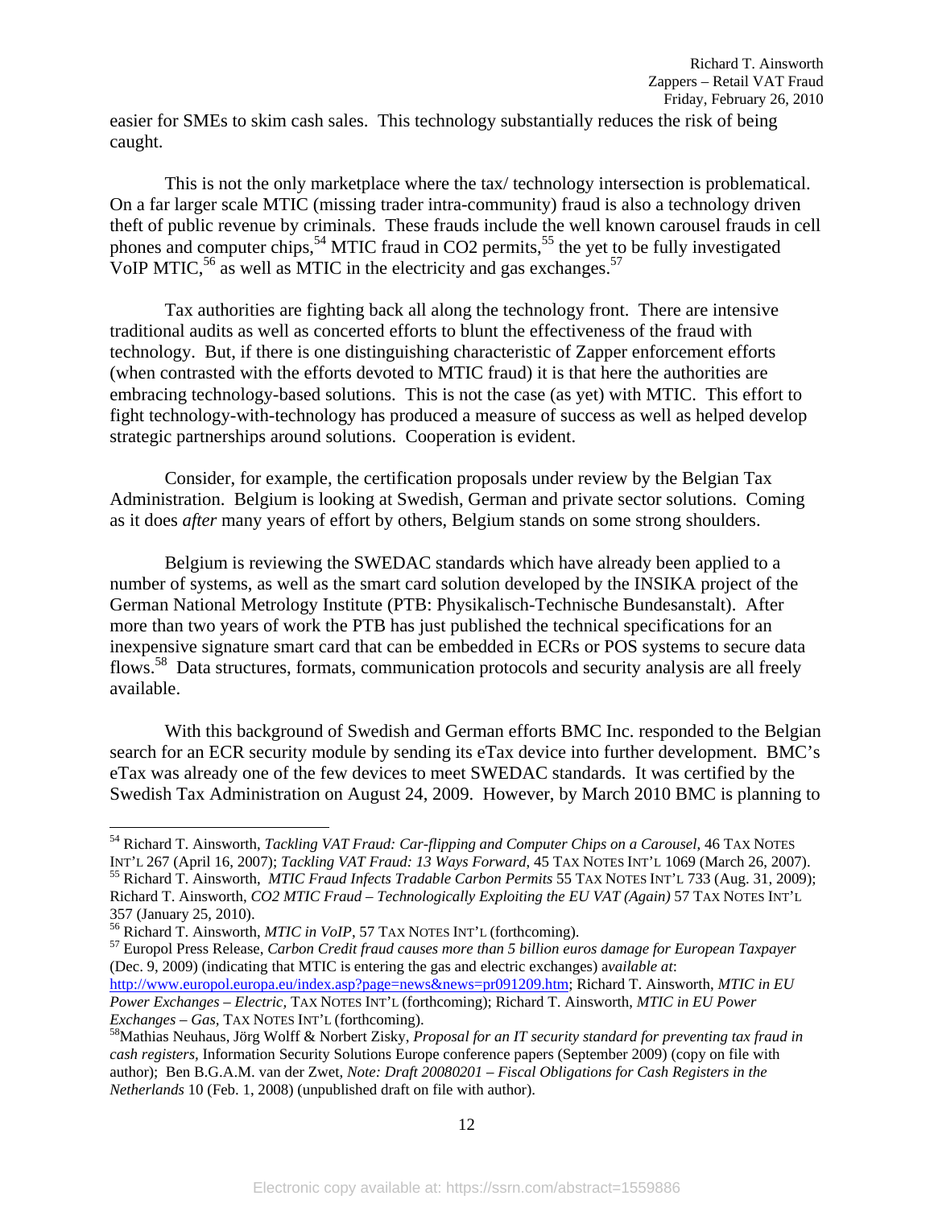easier for SMEs to skim cash sales. This technology substantially reduces the risk of being caught.

This is not the only marketplace where the tax/ technology intersection is problematical. On a far larger scale MTIC (missing trader intra-community) fraud is also a technology driven theft of public revenue by criminals. These frauds include the well known carousel frauds in cell phones and computer chips,[54] MTIC fraud in CO2 permits,[55] the yet to be fully investigated VoIP MTIC,[56] as well as MTIC in the electricity and gas exchanges.[57]

Tax authorities are fighting back all along the technology front. There are intensive traditional audits as well as concerted efforts to blunt the effectiveness of the fraud with technology. But, if there is one distinguishing characteristic of Zapper enforcement efforts (when contrasted with the efforts devoted to MTIC fraud) it is that here the authorities are embracing technology-based solutions. This is not the case (as yet) with MTIC. This effort to fight technology-with-technology has produced a measure of success as well as helped develop strategic partnerships around solutions. Cooperation is evident.

Consider, for example, the certification proposals under review by the Belgian Tax Administration. Belgium is looking at Swedish, German and private sector solutions. Coming as it does *after* many years of effort by others, Belgium stands on some strong shoulders.

Belgium is reviewing the SWEDAC standards which have already been applied to a number of systems, as well as the smart card solution developed by the INSIKA project of the German National Metrology Institute (PTB: Physikalisch-Technische Bundesanstalt). After more than two years of work the PTB has just published the technical specifications for an inexpensive signature smart card that can be embedded in ECRs or POS systems to secure data flows.[58] Data structures, formats, communication protocols and security analysis are all freely available.

With this background of Swedish and German efforts BMC Inc. responded to the Belgian search for an ECR security module by sending its eTax device into further development. BMC's eTax was already one of the few devices to meet SWEDAC standards. It was certified by the Swedish Tax Administration on August 24, 2009. However, by March 2010 BMC is planning to

---

[54] Richard T. Ainsworth, *Tackling VAT Fraud: Car-flipping and Computer Chips on a Carousel*, 46 TAX NOTES INT'L 267 (April 16, 2007); *Tackling VAT Fraud: 13 Ways Forward*, 45 TAX NOTES INT'L 1069 (March 26, 2007).

[55] Richard T. Ainsworth, *MTIC Fraud Infects Tradable Carbon Permits* 55 TAX NOTES INT'L 733 (Aug. 31, 2009); Richard T. Ainsworth, *CO2 MTIC Fraud – Technologically Exploiting the EU VAT (Again)* 57 TAX NOTES INT'L 357 (January 25, 2010).

[56] Richard T. Ainsworth, *MTIC in VoIP*, 57 TAX NOTES INT'L (forthcoming).

[57] Europol Press Release, *Carbon Credit fraud causes more than 5 billion euros damage for European Taxpayer* (Dec. 9, 2009) (indicating that MTIC is entering the gas and electric exchanges) *available at*: http://www.europol.europa.eu/index.asp?page=news&news=pr091209.htm; Richard T. Ainsworth, *MTIC in EU Power Exchanges – Electric*, TAX NOTES INT'L (forthcoming); Richard T. Ainsworth, *MTIC in EU Power Exchanges – Gas*, TAX NOTES INT'L (forthcoming).

[58] Mathias Neuhaus, Jörg Wolff & Norbert Zisky, *Proposal for an IT security standard for preventing tax fraud in cash registers*, Information Security Solutions Europe conference papers (September 2009) (copy on file with author); Ben B.G.A.M. van der Zwet, *Note: Draft 20080201 – Fiscal Obligations for Cash Registers in the Netherlands* 10 (Feb. 1, 2008) (unpublished draft on file with author).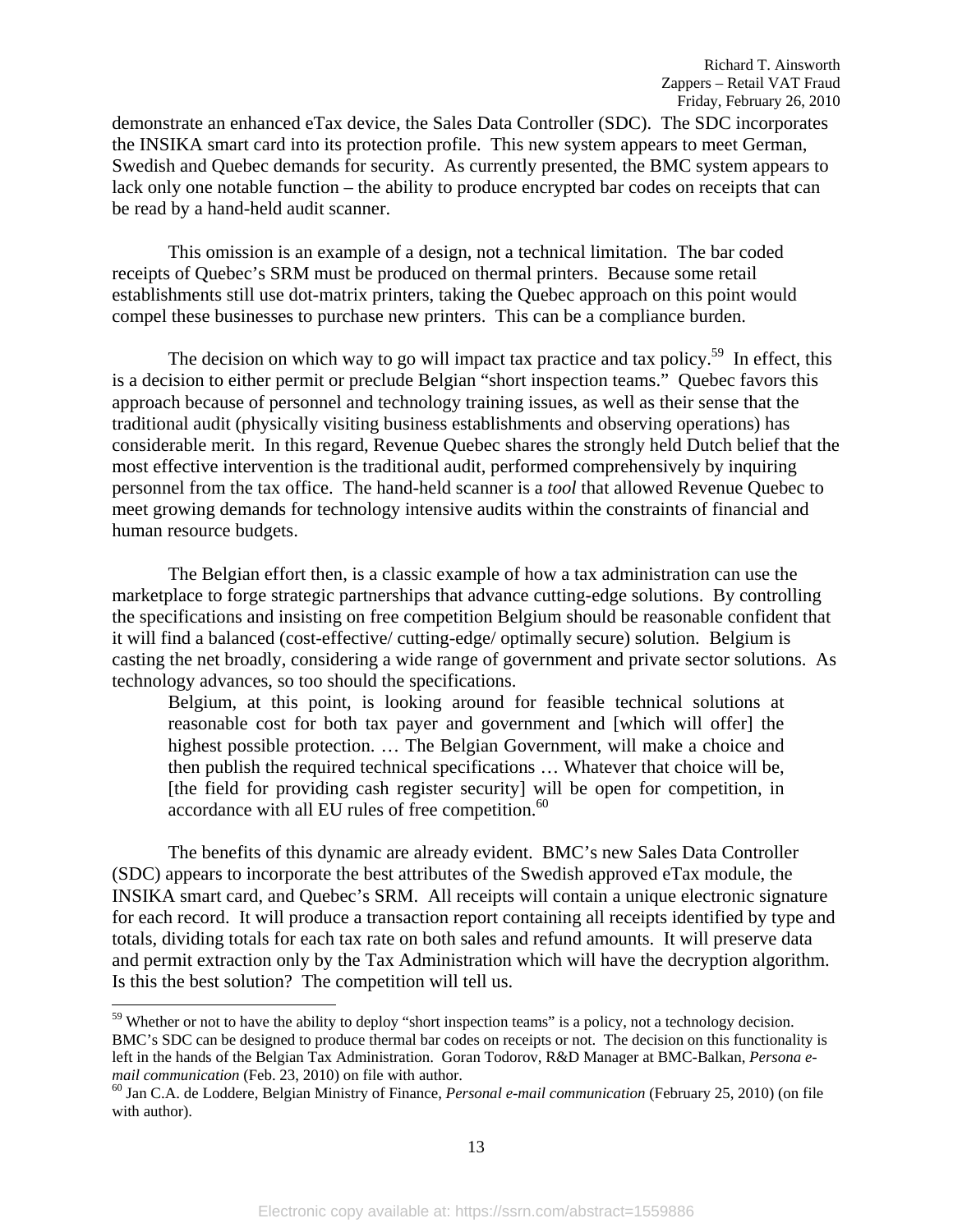demonstrate an enhanced eTax device, the Sales Data Controller (SDC). The SDC incorporates the INSIKA smart card into its protection profile. This new system appears to meet German, Swedish and Quebec demands for security. As currently presented, the BMC system appears to lack only one notable function – the ability to produce encrypted bar codes on receipts that can be read by a hand-held audit scanner.

This omission is an example of a design, not a technical limitation. The bar coded receipts of Quebec's SRM must be produced on thermal printers. Because some retail establishments still use dot-matrix printers, taking the Quebec approach on this point would compel these businesses to purchase new printers. This can be a compliance burden.

The decision on which way to go will impact tax practice and tax policy.[59] In effect, this is a decision to either permit or preclude Belgian "short inspection teams." Quebec favors this approach because of personnel and technology training issues, as well as their sense that the traditional audit (physically visiting business establishments and observing operations) has considerable merit. In this regard, Revenue Quebec shares the strongly held Dutch belief that the most effective intervention is the traditional audit, performed comprehensively by inquiring personnel from the tax office. The hand-held scanner is a *tool* that allowed Revenue Quebec to meet growing demands for technology intensive audits within the constraints of financial and human resource budgets.

The Belgian effort then, is a classic example of how a tax administration can use the marketplace to forge strategic partnerships that advance cutting-edge solutions. By controlling the specifications and insisting on free competition Belgium should be reasonable confident that it will find a balanced (cost-effective/ cutting-edge/ optimally secure) solution. Belgium is casting the net broadly, considering a wide range of government and private sector solutions. As technology advances, so too should the specifications.

> Belgium, at this point, is looking around for feasible technical solutions at reasonable cost for both tax payer and government and [which will offer] the highest possible protection. … The Belgian Government, will make a choice and then publish the required technical specifications … Whatever that choice will be, [the field for providing cash register security] will be open for competition, in accordance with all EU rules of free competition.[60]

The benefits of this dynamic are already evident. BMC's new Sales Data Controller (SDC) appears to incorporate the best attributes of the Swedish approved eTax module, the INSIKA smart card, and Quebec's SRM. All receipts will contain a unique electronic signature for each record. It will produce a transaction report containing all receipts identified by type and totals, dividing totals for each tax rate on both sales and refund amounts. It will preserve data and permit extraction only by the Tax Administration which will have the decryption algorithm. Is this the best solution? The competition will tell us.

---

[59] Whether or not to have the ability to deploy "short inspection teams" is a policy, not a technology decision. BMC's SDC can be designed to produce thermal bar codes on receipts or not. The decision on this functionality is left in the hands of the Belgian Tax Administration. Goran Todorov, R&D Manager at BMC-Balkan, *Persona e-mail communication* (Feb. 23, 2010) on file with author.

[60] Jan C.A. de Loddere, Belgian Ministry of Finance, *Personal e-mail communication* (February 25, 2010) (on file with author).